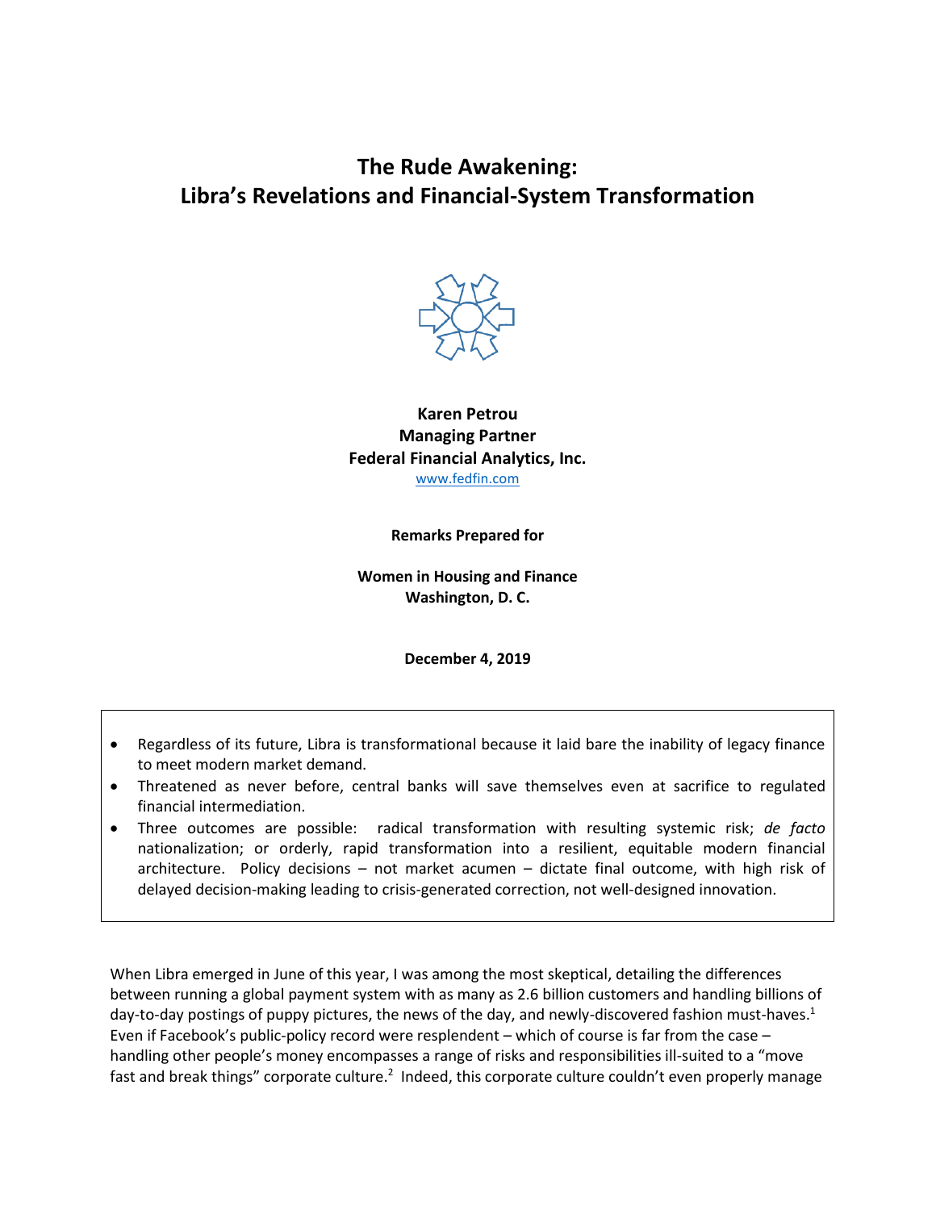# The Rude Awakening: Libra's Revelations and Financial-System Transformation

**Karen Petrou**
**Managing Partner**
**Federal Financial Analytics, Inc.**
www.fedfin.com

**Remarks Prepared for**

**Women in Housing and Finance**
**Washington, D. C.**

**December 4, 2019**

- Regardless of its future, Libra is transformational because it laid bare the inability of legacy finance to meet modern market demand.
- Threatened as never before, central banks will save themselves even at sacrifice to regulated financial intermediation.
- Three outcomes are possible: radical transformation with resulting systemic risk; *de facto* nationalization; or orderly, rapid transformation into a resilient, equitable modern financial architecture. Policy decisions – not market acumen – dictate final outcome, with high risk of delayed decision-making leading to crisis-generated correction, not well-designed innovation.

When Libra emerged in June of this year, I was among the most skeptical, detailing the differences between running a global payment system with as many as 2.6 billion customers and handling billions of day-to-day postings of puppy pictures, the news of the day, and newly-discovered fashion must-haves.[1] Even if Facebook's public-policy record were resplendent – which of course is far from the case – handling other people's money encompasses a range of risks and responsibilities ill-suited to a "move fast and break things" corporate culture.[2] Indeed, this corporate culture couldn't even properly manage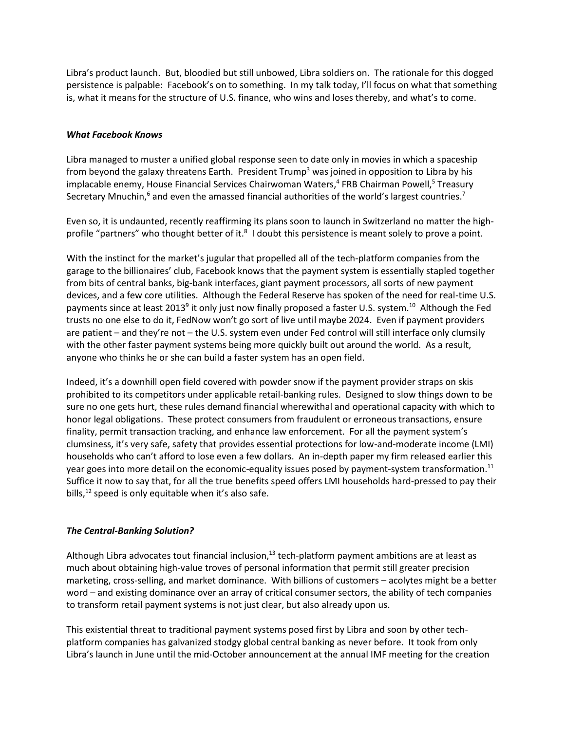Libra's product launch. But, bloodied but still unbowed, Libra soldiers on. The rationale for this dogged persistence is palpable: Facebook's on to something. In my talk today, I'll focus on what that something is, what it means for the structure of U.S. finance, who wins and loses thereby, and what's to come.

### *What Facebook Knows*

Libra managed to muster a unified global response seen to date only in movies in which a spaceship from beyond the galaxy threatens Earth. President Trump[3] was joined in opposition to Libra by his implacable enemy, House Financial Services Chairwoman Waters,[4] FRB Chairman Powell,[5] Treasury Secretary Mnuchin,[6] and even the amassed financial authorities of the world's largest countries.[7]

Even so, it is undaunted, recently reaffirming its plans soon to launch in Switzerland no matter the high-profile "partners" who thought better of it.[8] I doubt this persistence is meant solely to prove a point.

With the instinct for the market's jugular that propelled all of the tech-platform companies from the garage to the billionaires' club, Facebook knows that the payment system is essentially stapled together from bits of central banks, big-bank interfaces, giant payment processors, all sorts of new payment devices, and a few core utilities. Although the Federal Reserve has spoken of the need for real-time U.S. payments since at least 2013[9] it only just now finally proposed a faster U.S. system.[10] Although the Fed trusts no one else to do it, FedNow won't go sort of live until maybe 2024. Even if payment providers are patient – and they're not – the U.S. system even under Fed control will still interface only clumsily with the other faster payment systems being more quickly built out around the world. As a result, anyone who thinks he or she can build a faster system has an open field.

Indeed, it's a downhill open field covered with powder snow if the payment provider straps on skis prohibited to its competitors under applicable retail-banking rules. Designed to slow things down to be sure no one gets hurt, these rules demand financial wherewithal and operational capacity with which to honor legal obligations. These protect consumers from fraudulent or erroneous transactions, ensure finality, permit transaction tracking, and enhance law enforcement. For all the payment system's clumsiness, it's very safe, safety that provides essential protections for low-and-moderate income (LMI) households who can't afford to lose even a few dollars. An in-depth paper my firm released earlier this year goes into more detail on the economic-equality issues posed by payment-system transformation.[11] Suffice it now to say that, for all the true benefits speed offers LMI households hard-pressed to pay their bills,[12] speed is only equitable when it's also safe.

### *The Central-Banking Solution?*

Although Libra advocates tout financial inclusion,[13] tech-platform payment ambitions are at least as much about obtaining high-value troves of personal information that permit still greater precision marketing, cross-selling, and market dominance. With billions of customers – acolytes might be a better word – and existing dominance over an array of critical consumer sectors, the ability of tech companies to transform retail payment systems is not just clear, but also already upon us.

This existential threat to traditional payment systems posed first by Libra and soon by other tech-platform companies has galvanized stodgy global central banking as never before. It took from only Libra's launch in June until the mid-October announcement at the annual IMF meeting for the creation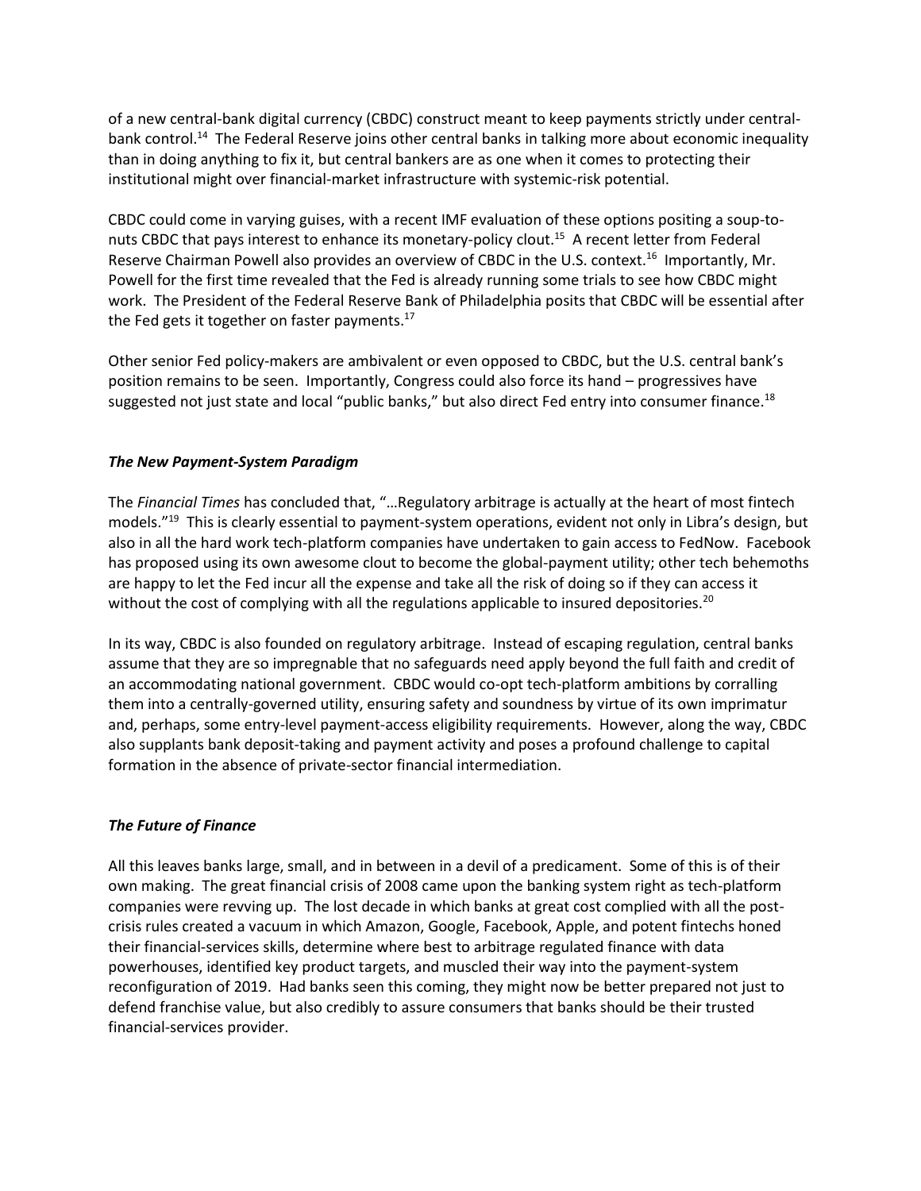of a new central-bank digital currency (CBDC) construct meant to keep payments strictly under central-bank control.[14] The Federal Reserve joins other central banks in talking more about economic inequality than in doing anything to fix it, but central bankers are as one when it comes to protecting their institutional might over financial-market infrastructure with systemic-risk potential.

CBDC could come in varying guises, with a recent IMF evaluation of these options positing a soup-to-nuts CBDC that pays interest to enhance its monetary-policy clout.[15] A recent letter from Federal Reserve Chairman Powell also provides an overview of CBDC in the U.S. context.[16] Importantly, Mr. Powell for the first time revealed that the Fed is already running some trials to see how CBDC might work. The President of the Federal Reserve Bank of Philadelphia posits that CBDC will be essential after the Fed gets it together on faster payments.[17]

Other senior Fed policy-makers are ambivalent or even opposed to CBDC, but the U.S. central bank's position remains to be seen. Importantly, Congress could also force its hand – progressives have suggested not just state and local "public banks," but also direct Fed entry into consumer finance.[18]

### *The New Payment-System Paradigm*

The *Financial Times* has concluded that, "…Regulatory arbitrage is actually at the heart of most fintech models."[19] This is clearly essential to payment-system operations, evident not only in Libra's design, but also in all the hard work tech-platform companies have undertaken to gain access to FedNow. Facebook has proposed using its own awesome clout to become the global-payment utility; other tech behemoths are happy to let the Fed incur all the expense and take all the risk of doing so if they can access it without the cost of complying with all the regulations applicable to insured depositories.[20]

In its way, CBDC is also founded on regulatory arbitrage. Instead of escaping regulation, central banks assume that they are so impregnable that no safeguards need apply beyond the full faith and credit of an accommodating national government. CBDC would co-opt tech-platform ambitions by corralling them into a centrally-governed utility, ensuring safety and soundness by virtue of its own imprimatur and, perhaps, some entry-level payment-access eligibility requirements. However, along the way, CBDC also supplants bank deposit-taking and payment activity and poses a profound challenge to capital formation in the absence of private-sector financial intermediation.

### *The Future of Finance*

All this leaves banks large, small, and in between in a devil of a predicament. Some of this is of their own making. The great financial crisis of 2008 came upon the banking system right as tech-platform companies were revving up. The lost decade in which banks at great cost complied with all the post-crisis rules created a vacuum in which Amazon, Google, Facebook, Apple, and potent fintechs honed their financial-services skills, determine where best to arbitrage regulated finance with data powerhouses, identified key product targets, and muscled their way into the payment-system reconfiguration of 2019. Had banks seen this coming, they might now be better prepared not just to defend franchise value, but also credibly to assure consumers that banks should be their trusted financial-services provider.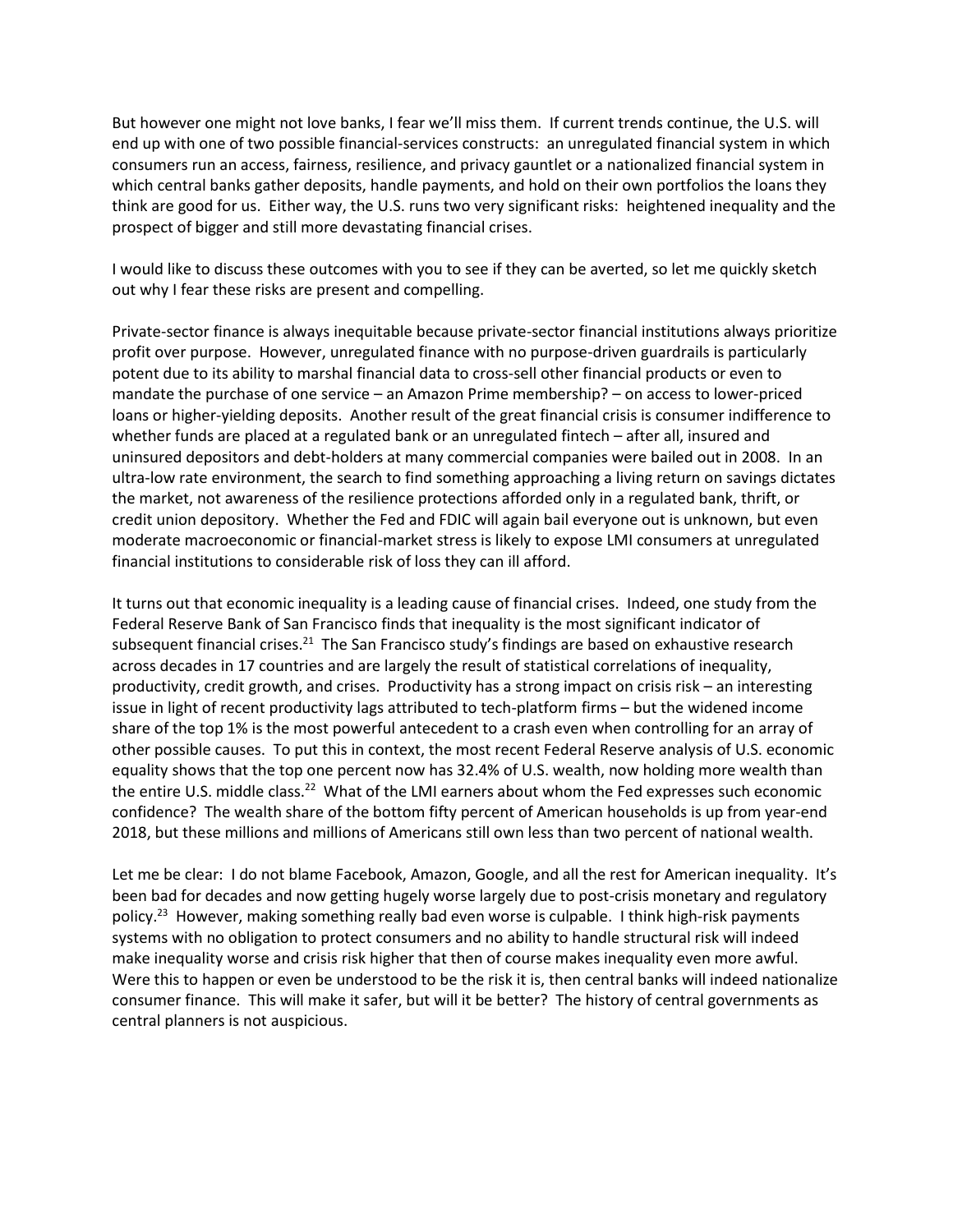But however one might not love banks, I fear we'll miss them. If current trends continue, the U.S. will end up with one of two possible financial-services constructs: an unregulated financial system in which consumers run an access, fairness, resilience, and privacy gauntlet or a nationalized financial system in which central banks gather deposits, handle payments, and hold on their own portfolios the loans they think are good for us. Either way, the U.S. runs two very significant risks: heightened inequality and the prospect of bigger and still more devastating financial crises.

I would like to discuss these outcomes with you to see if they can be averted, so let me quickly sketch out why I fear these risks are present and compelling.

Private-sector finance is always inequitable because private-sector financial institutions always prioritize profit over purpose. However, unregulated finance with no purpose-driven guardrails is particularly potent due to its ability to marshal financial data to cross-sell other financial products or even to mandate the purchase of one service – an Amazon Prime membership? – on access to lower-priced loans or higher-yielding deposits. Another result of the great financial crisis is consumer indifference to whether funds are placed at a regulated bank or an unregulated fintech – after all, insured and uninsured depositors and debt-holders at many commercial companies were bailed out in 2008. In an ultra-low rate environment, the search to find something approaching a living return on savings dictates the market, not awareness of the resilience protections afforded only in a regulated bank, thrift, or credit union depository. Whether the Fed and FDIC will again bail everyone out is unknown, but even moderate macroeconomic or financial-market stress is likely to expose LMI consumers at unregulated financial institutions to considerable risk of loss they can ill afford.

It turns out that economic inequality is a leading cause of financial crises. Indeed, one study from the Federal Reserve Bank of San Francisco finds that inequality is the most significant indicator of subsequent financial crises.[21] The San Francisco study's findings are based on exhaustive research across decades in 17 countries and are largely the result of statistical correlations of inequality, productivity, credit growth, and crises. Productivity has a strong impact on crisis risk – an interesting issue in light of recent productivity lags attributed to tech-platform firms – but the widened income share of the top 1% is the most powerful antecedent to a crash even when controlling for an array of other possible causes. To put this in context, the most recent Federal Reserve analysis of U.S. economic equality shows that the top one percent now has 32.4% of U.S. wealth, now holding more wealth than the entire U.S. middle class.[22] What of the LMI earners about whom the Fed expresses such economic confidence? The wealth share of the bottom fifty percent of American households is up from year-end 2018, but these millions and millions of Americans still own less than two percent of national wealth.

Let me be clear: I do not blame Facebook, Amazon, Google, and all the rest for American inequality. It's been bad for decades and now getting hugely worse largely due to post-crisis monetary and regulatory policy.[23] However, making something really bad even worse is culpable. I think high-risk payments systems with no obligation to protect consumers and no ability to handle structural risk will indeed make inequality worse and crisis risk higher that then of course makes inequality even more awful. Were this to happen or even be understood to be the risk it is, then central banks will indeed nationalize consumer finance. This will make it safer, but will it be better? The history of central governments as central planners is not auspicious.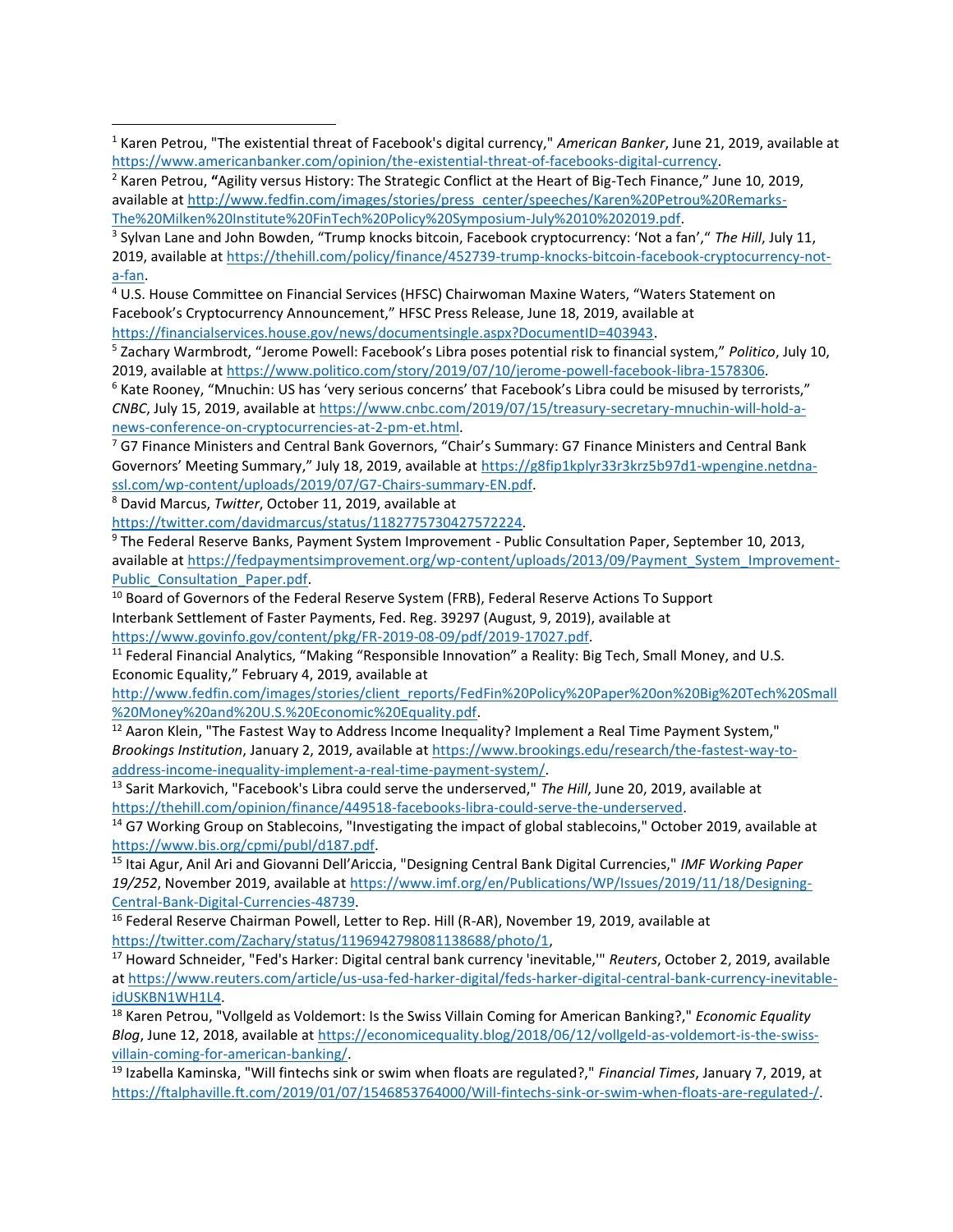[1] Karen Petrou, "The existential threat of Facebook's digital currency," *American Banker*, June 21, 2019, available at https://www.americanbanker.com/opinion/the-existential-threat-of-facebooks-digital-currency.

[2] Karen Petrou, **"**Agility versus History: The Strategic Conflict at the Heart of Big-Tech Finance," June 10, 2019, available at http://www.fedfin.com/images/stories/press_center/speeches/Karen%20Petrou%20Remarks-The%20Milken%20Institute%20FinTech%20Policy%20Symposium-July%2010%202019.pdf.

[3] Sylvan Lane and John Bowden, "Trump knocks bitcoin, Facebook cryptocurrency: 'Not a fan'," *The Hill*, July 11, 2019, available at https://thehill.com/policy/finance/452739-trump-knocks-bitcoin-facebook-cryptocurrency-not-a-fan.

[4] U.S. House Committee on Financial Services (HFSC) Chairwoman Maxine Waters, "Waters Statement on Facebook's Cryptocurrency Announcement," HFSC Press Release, June 18, 2019, available at https://financialservices.house.gov/news/documentsingle.aspx?DocumentID=403943.

[5] Zachary Warmbrodt, "Jerome Powell: Facebook's Libra poses potential risk to financial system," *Politico*, July 10, 2019, available at https://www.politico.com/story/2019/07/10/jerome-powell-facebook-libra-1578306.

[6] Kate Rooney, "Mnuchin: US has 'very serious concerns' that Facebook's Libra could be misused by terrorists," *CNBC*, July 15, 2019, available at https://www.cnbc.com/2019/07/15/treasury-secretary-mnuchin-will-hold-a-news-conference-on-cryptocurrencies-at-2-pm-et.html.

[7] G7 Finance Ministers and Central Bank Governors, "Chair's Summary: G7 Finance Ministers and Central Bank Governors' Meeting Summary," July 18, 2019, available at https://g8fip1kplyr33r3krz5b97d1-wpengine.netdna-ssl.com/wp-content/uploads/2019/07/G7-Chairs-summary-EN.pdf.

[8] David Marcus, *Twitter*, October 11, 2019, available at https://twitter.com/davidmarcus/status/1182775730427572224.

[9] The Federal Reserve Banks, Payment System Improvement - Public Consultation Paper, September 10, 2013, available at https://fedpaymentsimprovement.org/wp-content/uploads/2013/09/Payment_System_Improvement-Public_Consultation_Paper.pdf.

[10] Board of Governors of the Federal Reserve System (FRB), Federal Reserve Actions To Support Interbank Settlement of Faster Payments, Fed. Reg. 39297 (August, 9, 2019), available at https://www.govinfo.gov/content/pkg/FR-2019-08-09/pdf/2019-17027.pdf.

[11] Federal Financial Analytics, "Making "Responsible Innovation" a Reality: Big Tech, Small Money, and U.S. Economic Equality," February 4, 2019, available at http://www.fedfin.com/images/stories/client_reports/FedFin%20Policy%20Paper%20on%20Big%20Tech%20Small%20Money%20and%20U.S.%20Economic%20Equality.pdf.

[12] Aaron Klein, "The Fastest Way to Address Income Inequality? Implement a Real Time Payment System," *Brookings Institution*, January 2, 2019, available at https://www.brookings.edu/research/the-fastest-way-to-address-income-inequality-implement-a-real-time-payment-system/.

[13] Sarit Markovich, "Facebook's Libra could serve the underserved," *The Hill*, June 20, 2019, available at https://thehill.com/opinion/finance/449518-facebooks-libra-could-serve-the-underserved.

[14] G7 Working Group on Stablecoins, "Investigating the impact of global stablecoins," October 2019, available at https://www.bis.org/cpmi/publ/d187.pdf.

[15] Itai Agur, Anil Ari and Giovanni Dell'Ariccia, "Designing Central Bank Digital Currencies," *IMF Working Paper 19/252*, November 2019, available at https://www.imf.org/en/Publications/WP/Issues/2019/11/18/Designing-Central-Bank-Digital-Currencies-48739.

[16] Federal Reserve Chairman Powell, Letter to Rep. Hill (R-AR), November 19, 2019, available at https://twitter.com/Zachary/status/1196942798081138688/photo/1,

[17] Howard Schneider, "Fed's Harker: Digital central bank currency 'inevitable,'" *Reuters*, October 2, 2019, available at https://www.reuters.com/article/us-usa-fed-harker-digital/feds-harker-digital-central-bank-currency-inevitable-idUSKBN1WH1L4.

[18] Karen Petrou, "Vollgeld as Voldemort: Is the Swiss Villain Coming for American Banking?," *Economic Equality Blog*, June 12, 2018, available at https://economicequality.blog/2018/06/12/vollgeld-as-voldemort-is-the-swiss-villain-coming-for-american-banking/.

[19] Izabella Kaminska, "Will fintechs sink or swim when floats are regulated?," *Financial Times*, January 7, 2019, at https://ftalphaville.ft.com/2019/01/07/1546853764000/Will-fintechs-sink-or-swim-when-floats-are-regulated-/.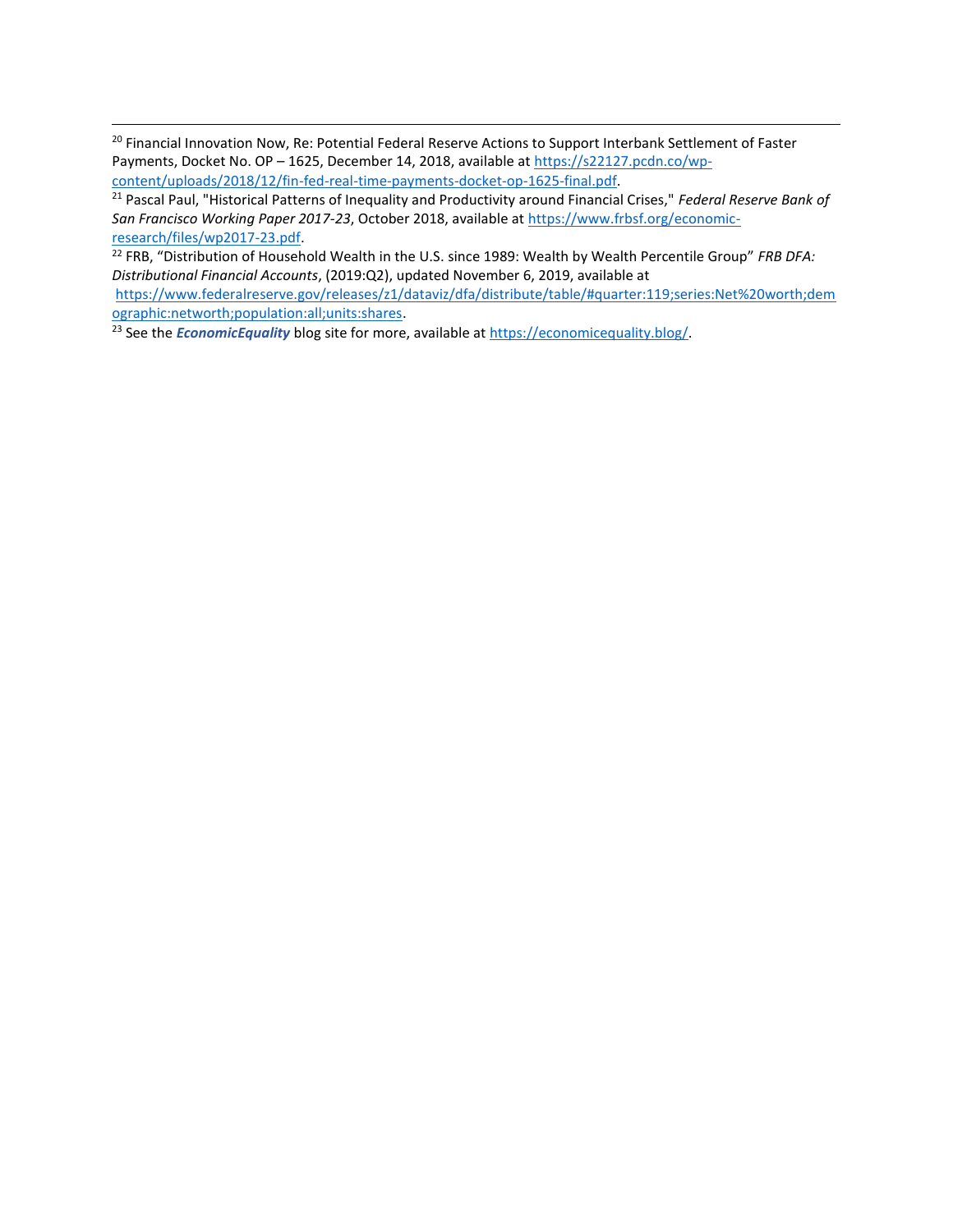---

[20] Financial Innovation Now, Re: Potential Federal Reserve Actions to Support Interbank Settlement of Faster Payments, Docket No. OP – 1625, December 14, 2018, available at https://s22127.pcdn.co/wp-content/uploads/2018/12/fin-fed-real-time-payments-docket-op-1625-final.pdf.

[21] Pascal Paul, "Historical Patterns of Inequality and Productivity around Financial Crises," *Federal Reserve Bank of San Francisco Working Paper 2017-23*, October 2018, available at https://www.frbsf.org/economic-research/files/wp2017-23.pdf.

[22] FRB, "Distribution of Household Wealth in the U.S. since 1989: Wealth by Wealth Percentile Group" *FRB DFA: Distributional Financial Accounts*, (2019:Q2), updated November 6, 2019, available at https://www.federalreserve.gov/releases/z1/dataviz/dfa/distribute/table/#quarter:119;series:Net%20worth;demographic:networth;population:all;units:shares.

[23] See the ***EconomicEquality*** blog site for more, available at https://economicequality.blog/.